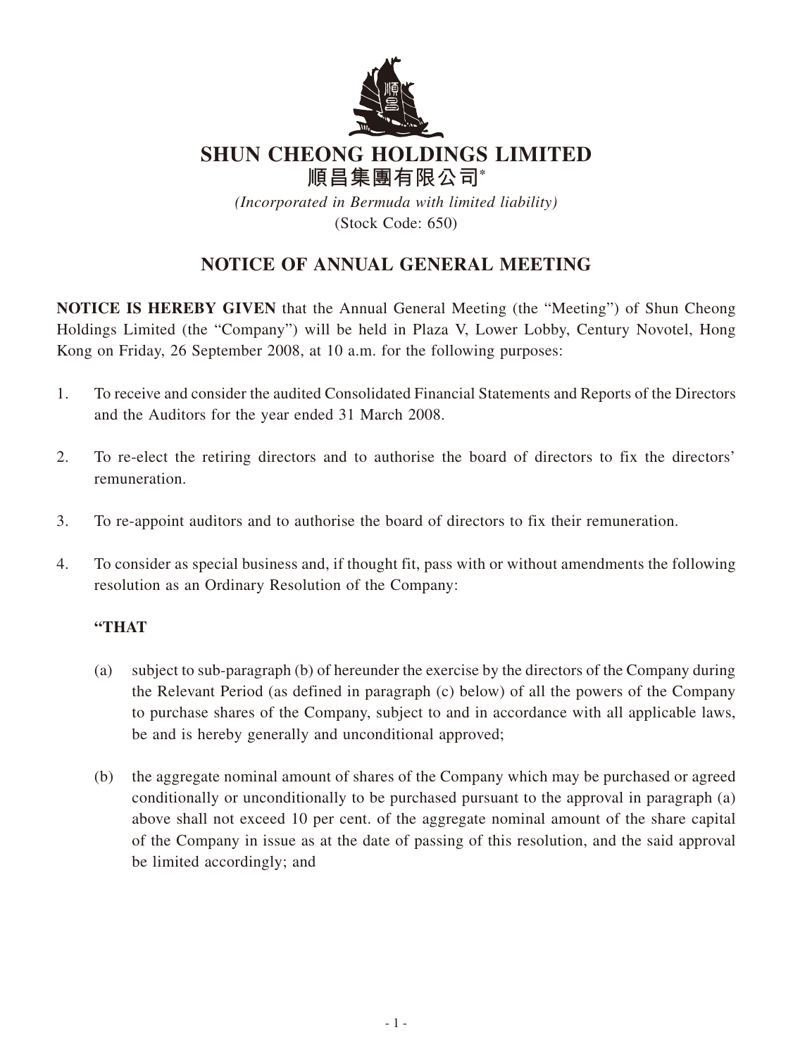# SHUN CHEONG HOLDINGS LIMITED
# 順昌集團有限公司*

*(Incorporated in Bermuda with limited liability)*
(Stock Code: 650)

## NOTICE OF ANNUAL GENERAL MEETING

**NOTICE IS HEREBY GIVEN** that the Annual General Meeting (the "Meeting") of Shun Cheong Holdings Limited (the "Company") will be held in Plaza V, Lower Lobby, Century Novotel, Hong Kong on Friday, 26 September 2008, at 10 a.m. for the following purposes:

1. To receive and consider the audited Consolidated Financial Statements and Reports of the Directors and the Auditors for the year ended 31 March 2008.

2. To re-elect the retiring directors and to authorise the board of directors to fix the directors' remuneration.

3. To re-appoint auditors and to authorise the board of directors to fix their remuneration.

4. To consider as special business and, if thought fit, pass with or without amendments the following resolution as an Ordinary Resolution of the Company:

   **"THAT**

   (a) subject to sub-paragraph (b) of hereunder the exercise by the directors of the Company during the Relevant Period (as defined in paragraph (c) below) of all the powers of the Company to purchase shares of the Company, subject to and in accordance with all applicable laws, be and is hereby generally and unconditional approved;

   (b) the aggregate nominal amount of shares of the Company which may be purchased or agreed conditionally or unconditionally to be purchased pursuant to the approval in paragraph (a) above shall not exceed 10 per cent. of the aggregate nominal amount of the share capital of the Company in issue as at the date of passing of this resolution, and the said approval be limited accordingly; and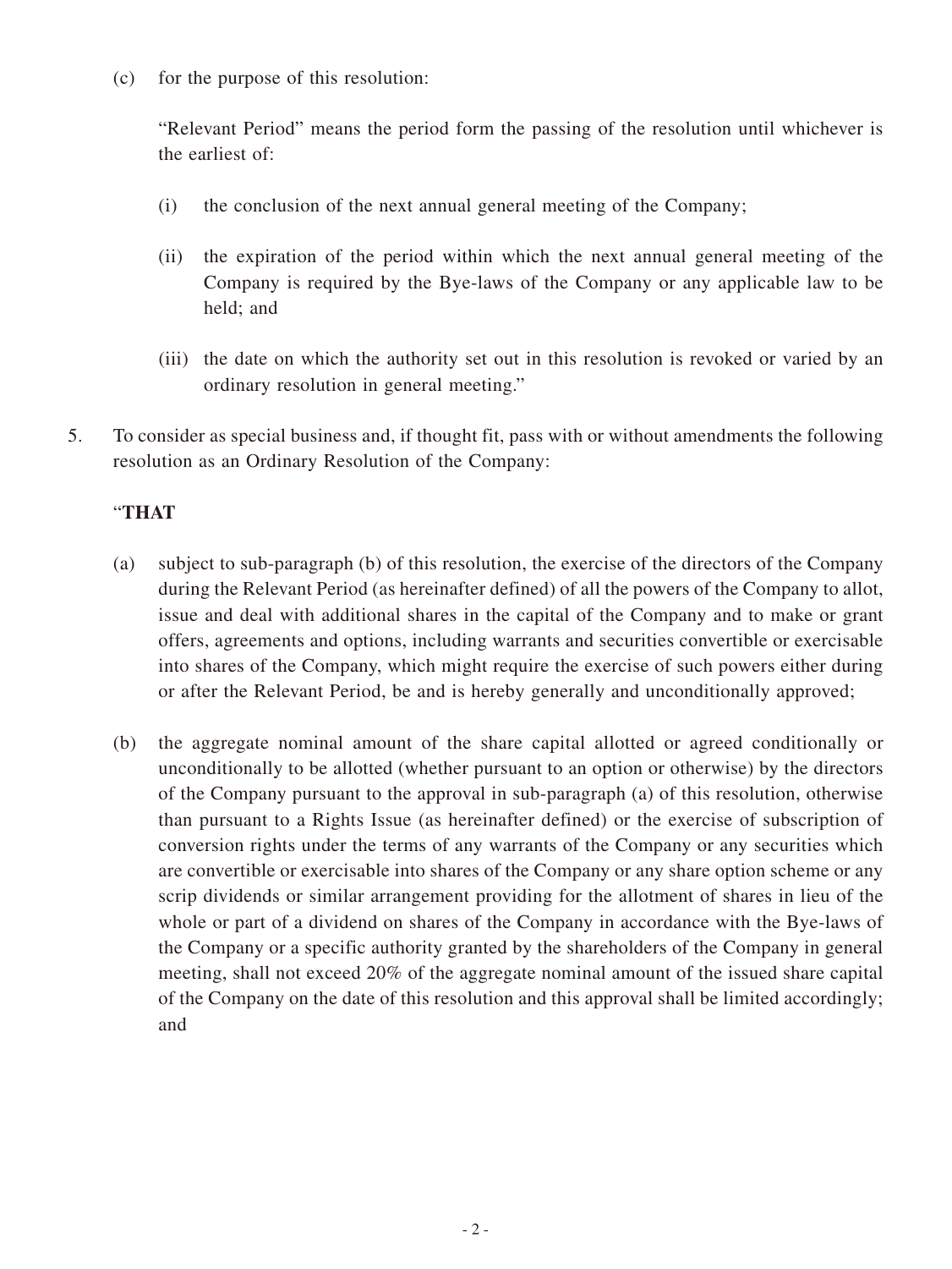(c) for the purpose of this resolution:

"Relevant Period" means the period form the passing of the resolution until whichever is the earliest of:

(i) the conclusion of the next annual general meeting of the Company;

(ii) the expiration of the period within which the next annual general meeting of the Company is required by the Bye-laws of the Company or any applicable law to be held; and

(iii) the date on which the authority set out in this resolution is revoked or varied by an ordinary resolution in general meeting."

5. To consider as special business and, if thought fit, pass with or without amendments the following resolution as an Ordinary Resolution of the Company:

"**THAT**

(a) subject to sub-paragraph (b) of this resolution, the exercise of the directors of the Company during the Relevant Period (as hereinafter defined) of all the powers of the Company to allot, issue and deal with additional shares in the capital of the Company and to make or grant offers, agreements and options, including warrants and securities convertible or exercisable into shares of the Company, which might require the exercise of such powers either during or after the Relevant Period, be and is hereby generally and unconditionally approved;

(b) the aggregate nominal amount of the share capital allotted or agreed conditionally or unconditionally to be allotted (whether pursuant to an option or otherwise) by the directors of the Company pursuant to the approval in sub-paragraph (a) of this resolution, otherwise than pursuant to a Rights Issue (as hereinafter defined) or the exercise of subscription of conversion rights under the terms of any warrants of the Company or any securities which are convertible or exercisable into shares of the Company or any share option scheme or any scrip dividends or similar arrangement providing for the allotment of shares in lieu of the whole or part of a dividend on shares of the Company in accordance with the Bye-laws of the Company or a specific authority granted by the shareholders of the Company in general meeting, shall not exceed 20% of the aggregate nominal amount of the issued share capital of the Company on the date of this resolution and this approval shall be limited accordingly; and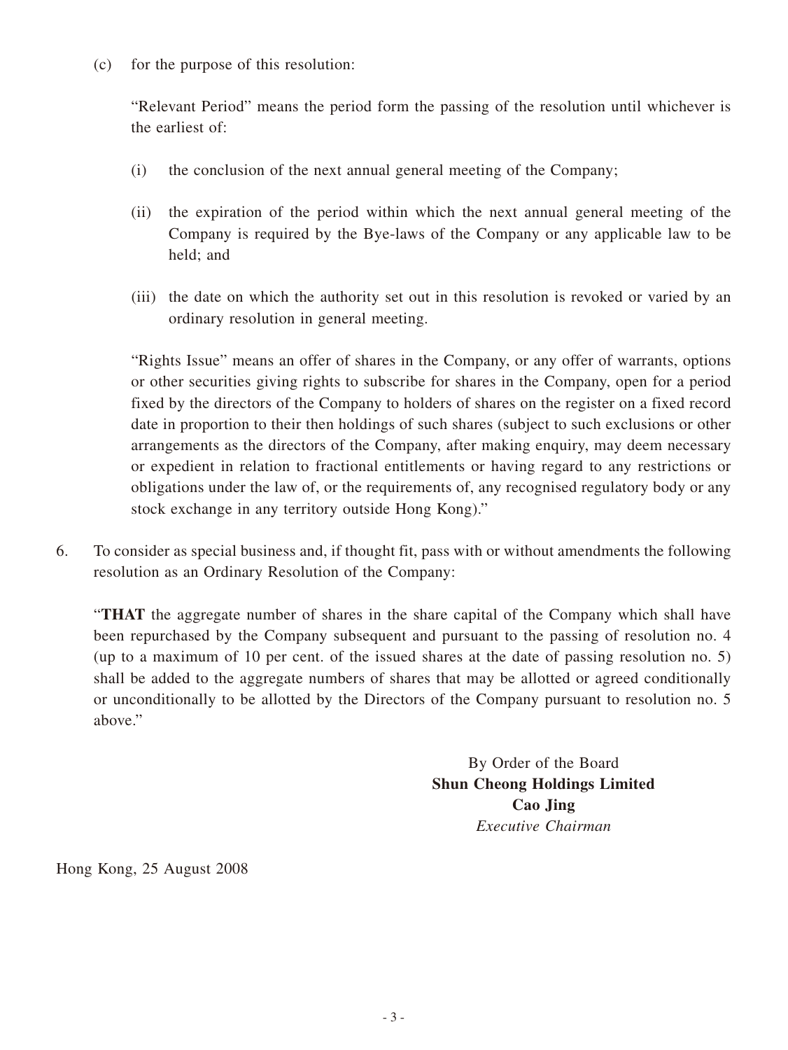(c) for the purpose of this resolution:

"Relevant Period" means the period form the passing of the resolution until whichever is the earliest of:

(i) the conclusion of the next annual general meeting of the Company;

(ii) the expiration of the period within which the next annual general meeting of the Company is required by the Bye-laws of the Company or any applicable law to be held; and

(iii) the date on which the authority set out in this resolution is revoked or varied by an ordinary resolution in general meeting.

"Rights Issue" means an offer of shares in the Company, or any offer of warrants, options or other securities giving rights to subscribe for shares in the Company, open for a period fixed by the directors of the Company to holders of shares on the register on a fixed record date in proportion to their then holdings of such shares (subject to such exclusions or other arrangements as the directors of the Company, after making enquiry, may deem necessary or expedient in relation to fractional entitlements or having regard to any restrictions or obligations under the law of, or the requirements of, any recognised regulatory body or any stock exchange in any territory outside Hong Kong)."

6. To consider as special business and, if thought fit, pass with or without amendments the following resolution as an Ordinary Resolution of the Company:

"**THAT** the aggregate number of shares in the share capital of the Company which shall have been repurchased by the Company subsequent and pursuant to the passing of resolution no. 4 (up to a maximum of 10 per cent. of the issued shares at the date of passing resolution no. 5) shall be added to the aggregate numbers of shares that may be allotted or agreed conditionally or unconditionally to be allotted by the Directors of the Company pursuant to resolution no. 5 above."

By Order of the Board
**Shun Cheong Holdings Limited**
**Cao Jing**
*Executive Chairman*

Hong Kong, 25 August 2008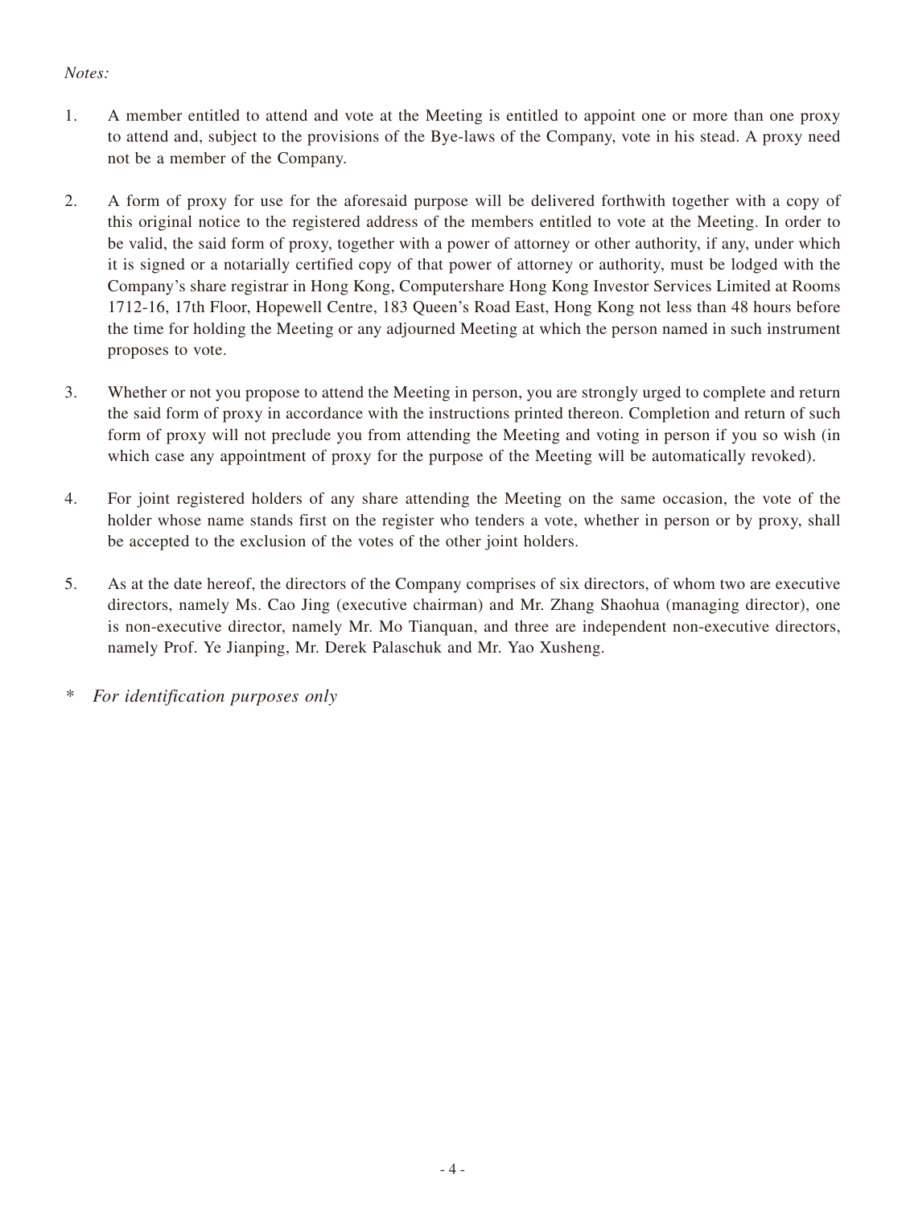*Notes:*

1. A member entitled to attend and vote at the Meeting is entitled to appoint one or more than one proxy to attend and, subject to the provisions of the Bye-laws of the Company, vote in his stead. A proxy need not be a member of the Company.

2. A form of proxy for use for the aforesaid purpose will be delivered forthwith together with a copy of this original notice to the registered address of the members entitled to vote at the Meeting. In order to be valid, the said form of proxy, together with a power of attorney or other authority, if any, under which it is signed or a notarially certified copy of that power of attorney or authority, must be lodged with the Company's share registrar in Hong Kong, Computershare Hong Kong Investor Services Limited at Rooms 1712-16, 17th Floor, Hopewell Centre, 183 Queen's Road East, Hong Kong not less than 48 hours before the time for holding the Meeting or any adjourned Meeting at which the person named in such instrument proposes to vote.

3. Whether or not you propose to attend the Meeting in person, you are strongly urged to complete and return the said form of proxy in accordance with the instructions printed thereon. Completion and return of such form of proxy will not preclude you from attending the Meeting and voting in person if you so wish (in which case any appointment of proxy for the purpose of the Meeting will be automatically revoked).

4. For joint registered holders of any share attending the Meeting on the same occasion, the vote of the holder whose name stands first on the register who tenders a vote, whether in person or by proxy, shall be accepted to the exclusion of the votes of the other joint holders.

5. As at the date hereof, the directors of the Company comprises of six directors, of whom two are executive directors, namely Ms. Cao Jing (executive chairman) and Mr. Zhang Shaohua (managing director), one is non-executive director, namely Mr. Mo Tianquan, and three are independent non-executive directors, namely Prof. Ye Jianping, Mr. Derek Palaschuk and Mr. Yao Xusheng.

\* *For identification purposes only*